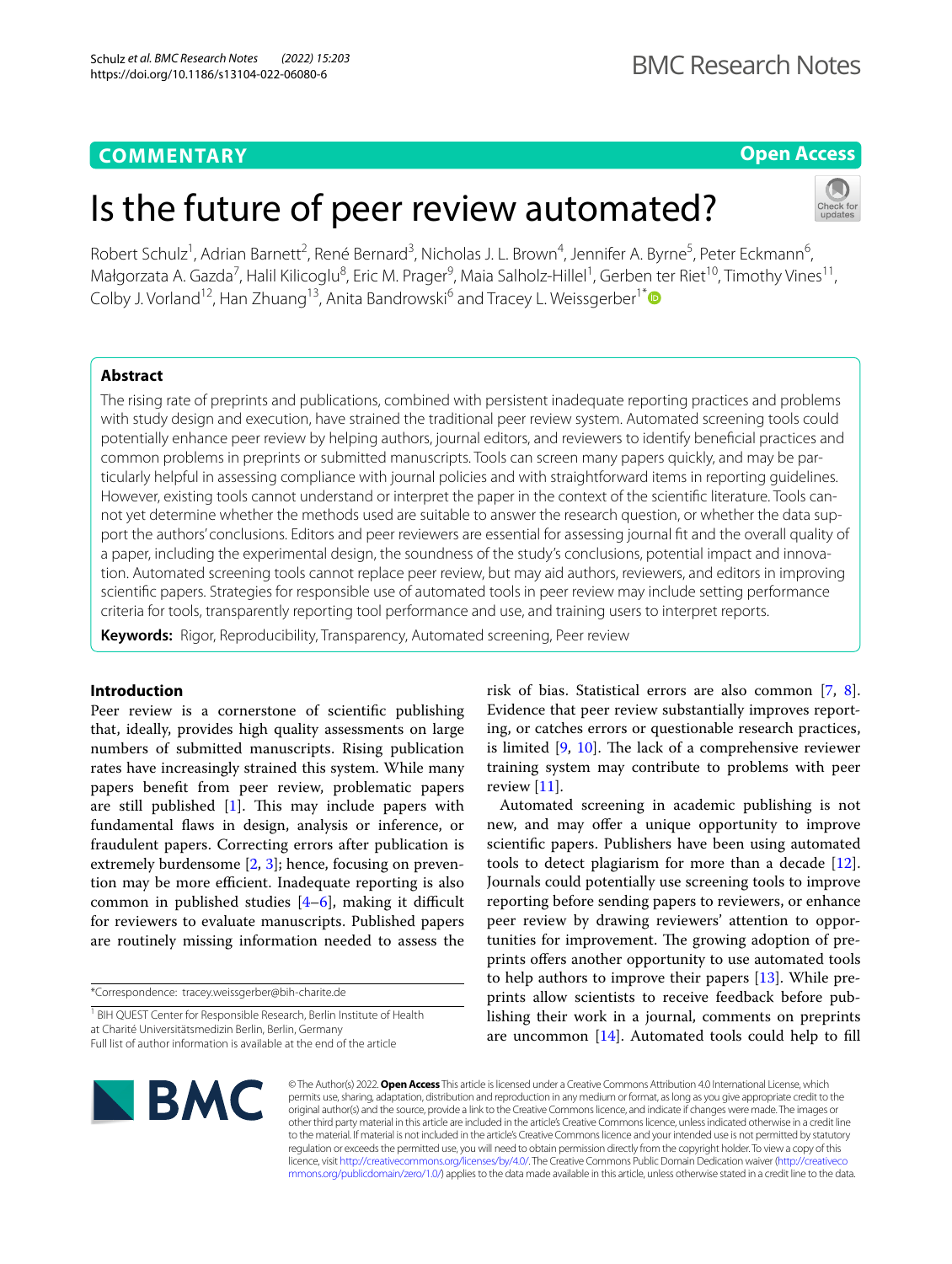COMMENTARY

Open Access

# Is the future of peer review automated?

Robert Schulz[1], Adrian Barnett[2], René Bernard[3], Nicholas J. L. Brown[4], Jennifer A. Byrne[5], Peter Eckmann[6], Małgorzata A. Gazda[7], Halil Kilicoglu[8], Eric M. Prager[9], Maia Salholz-Hillel[1], Gerben ter Riet[10], Timothy Vines[11], Colby J. Vorland[12], Han Zhuang[13], Anita Bandrowski[6] and Tracey L. Weissgerber[1*]

## Abstract

The rising rate of preprints and publications, combined with persistent inadequate reporting practices and problems with study design and execution, have strained the traditional peer review system. Automated screening tools could potentially enhance peer review by helping authors, journal editors, and reviewers to identify beneficial practices and common problems in preprints or submitted manuscripts. Tools can screen many papers quickly, and may be particularly helpful in assessing compliance with journal policies and with straightforward items in reporting guidelines. However, existing tools cannot understand or interpret the paper in the context of the scientific literature. Tools cannot yet determine whether the methods used are suitable to answer the research question, or whether the data support the authors' conclusions. Editors and peer reviewers are essential for assessing journal fit and the overall quality of a paper, including the experimental design, the soundness of the study's conclusions, potential impact and innovation. Automated screening tools cannot replace peer review, but may aid authors, reviewers, and editors in improving scientific papers. Strategies for responsible use of automated tools in peer review may include setting performance criteria for tools, transparently reporting tool performance and use, and training users to interpret reports.

**Keywords:** Rigor, Reproducibility, Transparency, Automated screening, Peer review

## Introduction

Peer review is a cornerstone of scientific publishing that, ideally, provides high quality assessments on large numbers of submitted manuscripts. Rising publication rates have increasingly strained this system. While many papers benefit from peer review, problematic papers are still published [1]. This may include papers with fundamental flaws in design, analysis or inference, or fraudulent papers. Correcting errors after publication is extremely burdensome [2, 3]; hence, focusing on prevention may be more efficient. Inadequate reporting is also common in published studies [4–6], making it difficult for reviewers to evaluate manuscripts. Published papers are routinely missing information needed to assess the risk of bias. Statistical errors are also common [7, 8]. Evidence that peer review substantially improves reporting, or catches errors or questionable research practices, is limited [9, 10]. The lack of a comprehensive reviewer training system may contribute to problems with peer review [11].

Automated screening in academic publishing is not new, and may offer a unique opportunity to improve scientific papers. Publishers have been using automated tools to detect plagiarism for more than a decade [12]. Journals could potentially use screening tools to improve reporting before sending papers to reviewers, or enhance peer review by drawing reviewers' attention to opportunities for improvement. The growing adoption of preprints offers another opportunity to use automated tools to help authors to improve their papers [13]. While preprints allow scientists to receive feedback before publishing their work in a journal, comments on preprints are uncommon [14]. Automated tools could help to fill

*Correspondence: tracey.weissgerber@bih-charite.de

[1] BIH QUEST Center for Responsible Research, Berlin Institute of Health at Charité Universitätsmedizin Berlin, Berlin, Germany

Full list of author information is available at the end of the article

© The Author(s) 2022. **Open Access** This article is licensed under a Creative Commons Attribution 4.0 International License, which permits use, sharing, adaptation, distribution and reproduction in any medium or format, as long as you give appropriate credit to the original author(s) and the source, provide a link to the Creative Commons licence, and indicate if changes were made. The images or other third party material in this article are included in the article's Creative Commons licence, unless indicated otherwise in a credit line to the material. If material is not included in the article's Creative Commons licence and your intended use is not permitted by statutory regulation or exceeds the permitted use, you will need to obtain permission directly from the copyright holder. To view a copy of this licence, visit http://creativecommons.org/licenses/by/4.0/. The Creative Commons Public Domain Dedication waiver (http://creativecommons.org/publicdomain/zero/1.0/) applies to the data made available in this article, unless otherwise stated in a credit line to the data.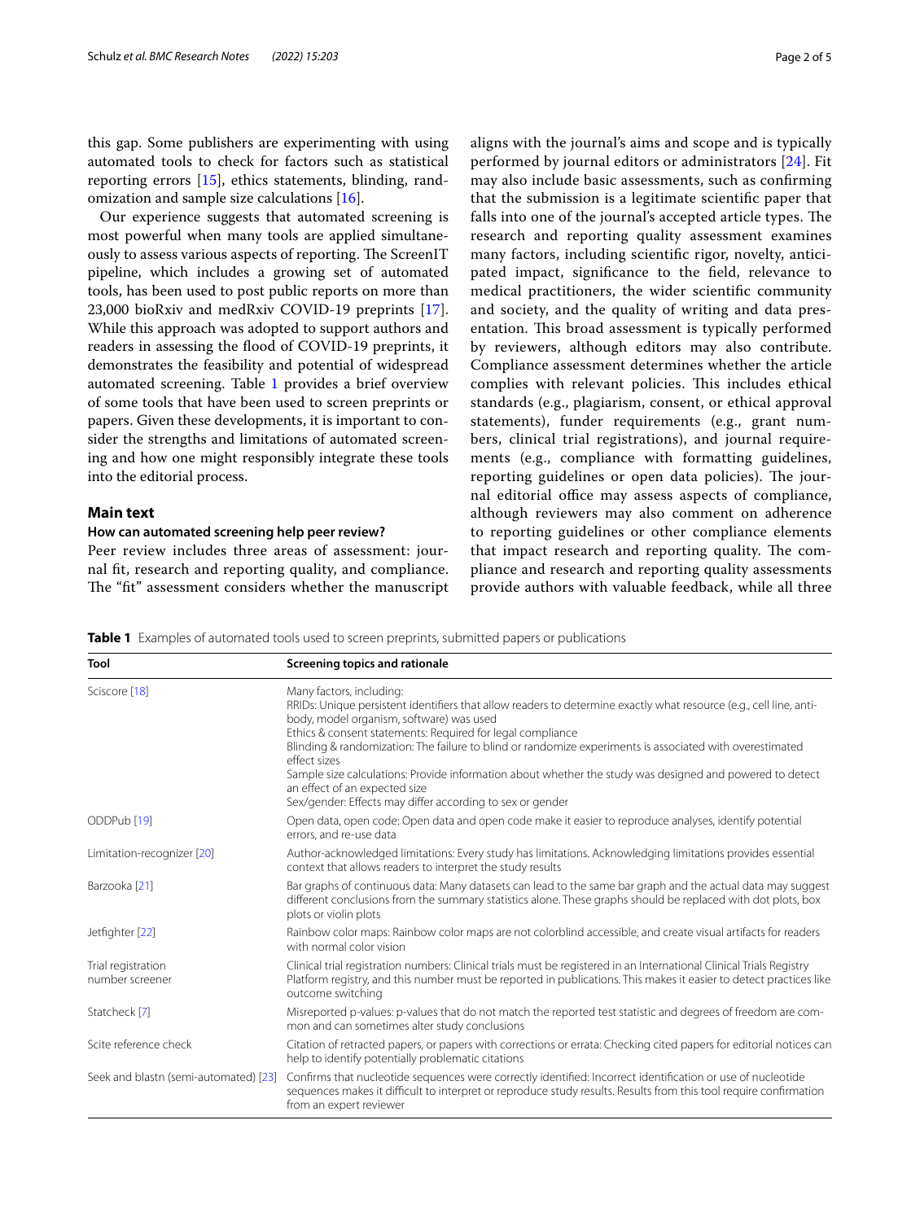this gap. Some publishers are experimenting with using automated tools to check for factors such as statistical reporting errors [15], ethics statements, blinding, randomization and sample size calculations [16].

Our experience suggests that automated screening is most powerful when many tools are applied simultaneously to assess various aspects of reporting. The ScreenIT pipeline, which includes a growing set of automated tools, has been used to post public reports on more than 23,000 bioRxiv and medRxiv COVID-19 preprints [17]. While this approach was adopted to support authors and readers in assessing the flood of COVID-19 preprints, it demonstrates the feasibility and potential of widespread automated screening. Table 1 provides a brief overview of some tools that have been used to screen preprints or papers. Given these developments, it is important to consider the strengths and limitations of automated screening and how one might responsibly integrate these tools into the editorial process.

## Main text

### How can automated screening help peer review?

Peer review includes three areas of assessment: journal fit, research and reporting quality, and compliance. The "fit" assessment considers whether the manuscript aligns with the journal's aims and scope and is typically performed by journal editors or administrators [24]. Fit may also include basic assessments, such as confirming that the submission is a legitimate scientific paper that falls into one of the journal's accepted article types. The research and reporting quality assessment examines many factors, including scientific rigor, novelty, anticipated impact, significance to the field, relevance to medical practitioners, the wider scientific community and society, and the quality of writing and data presentation. This broad assessment is typically performed by reviewers, although editors may also contribute. Compliance assessment determines whether the article complies with relevant policies. This includes ethical standards (e.g., plagiarism, consent, or ethical approval statements), funder requirements (e.g., grant numbers, clinical trial registrations), and journal requirements (e.g., compliance with formatting guidelines, reporting guidelines or open data policies). The journal editorial office may assess aspects of compliance, although reviewers may also comment on adherence to reporting guidelines or other compliance elements that impact research and reporting quality. The compliance and research and reporting quality assessments provide authors with valuable feedback, while all three

**Table 1** Examples of automated tools used to screen preprints, submitted papers or publications

| Tool | Screening topics and rationale |
|---|---|
| Sciscore [18] | Many factors, including:<br>RRIDs: Unique persistent identifiers that allow readers to determine exactly what resource (e.g., cell line, antibody, model organism, software) was used<br>Ethics & consent statements: Required for legal compliance<br>Blinding & randomization: The failure to blind or randomize experiments is associated with overestimated effect sizes<br>Sample size calculations: Provide information about whether the study was designed and powered to detect an effect of an expected size<br>Sex/gender: Effects may differ according to sex or gender |
| ODDPub [19] | Open data, open code: Open data and open code make it easier to reproduce analyses, identify potential errors, and re-use data |
| Limitation-recognizer [20] | Author-acknowledged limitations: Every study has limitations. Acknowledging limitations provides essential context that allows readers to interpret the study results |
| Barzooka [21] | Bar graphs of continuous data: Many datasets can lead to the same bar graph and the actual data may suggest different conclusions from the summary statistics alone. These graphs should be replaced with dot plots, box plots or violin plots |
| Jetfighter [22] | Rainbow color maps: Rainbow color maps are not colorblind accessible, and create visual artifacts for readers with normal color vision |
| Trial registration number screener | Clinical trial registration numbers: Clinical trials must be registered in an International Clinical Trials Registry Platform registry, and this number must be reported in publications. This makes it easier to detect practices like outcome switching |
| Statcheck [7] | Misreported p-values: p-values that do not match the reported test statistic and degrees of freedom are common and can sometimes alter study conclusions |
| Scite reference check | Citation of retracted papers, or papers with corrections or errata: Checking cited papers for editorial notices can help to identify potentially problematic citations |
| Seek and blastn (semi-automated) [23] | Confirms that nucleotide sequences were correctly identified: Incorrect identification or use of nucleotide sequences makes it difficult to interpret or reproduce study results. Results from this tool require confirmation from an expert reviewer |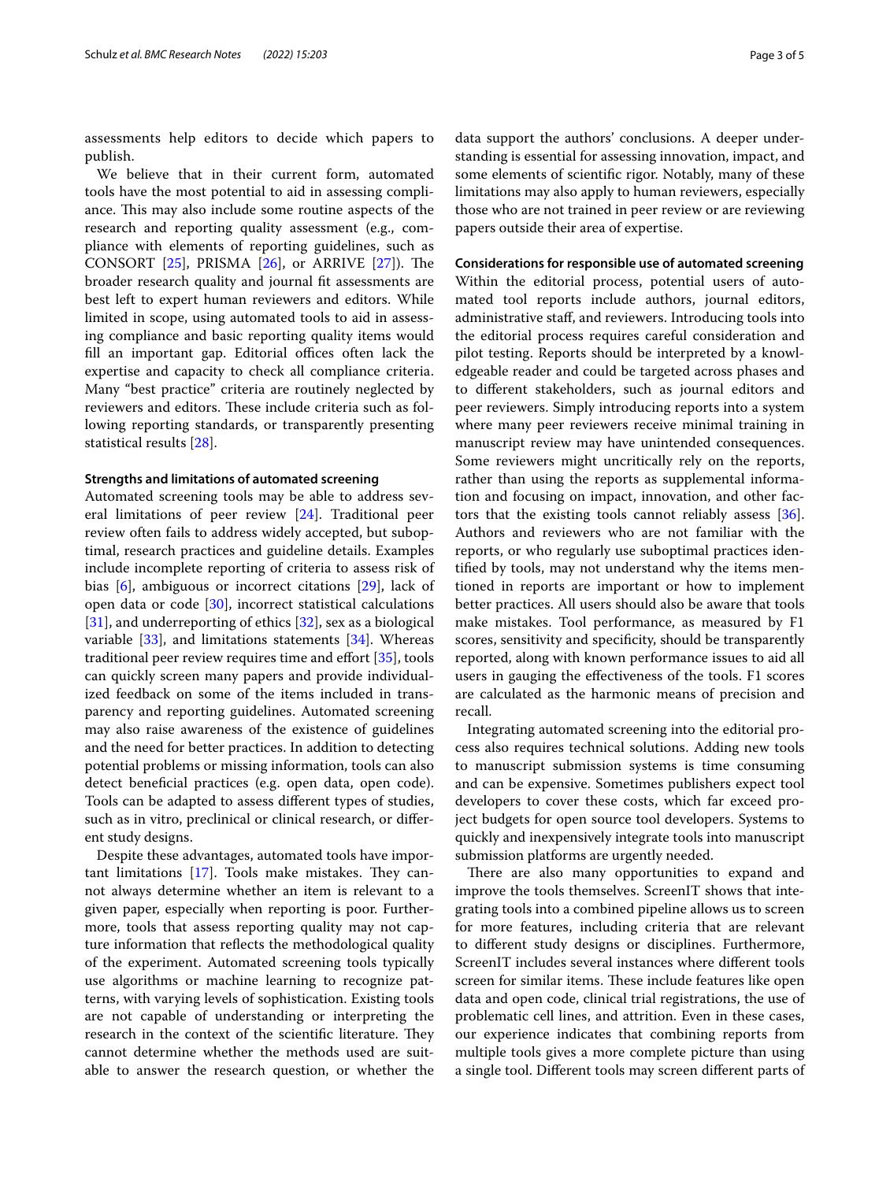assessments help editors to decide which papers to publish.

We believe that in their current form, automated tools have the most potential to aid in assessing compliance. This may also include some routine aspects of the research and reporting quality assessment (e.g., compliance with elements of reporting guidelines, such as CONSORT [25], PRISMA [26], or ARRIVE [27]). The broader research quality and journal fit assessments are best left to expert human reviewers and editors. While limited in scope, using automated tools to aid in assessing compliance and basic reporting quality items would fill an important gap. Editorial offices often lack the expertise and capacity to check all compliance criteria. Many "best practice" criteria are routinely neglected by reviewers and editors. These include criteria such as following reporting standards, or transparently presenting statistical results [28].

#### Strengths and limitations of automated screening

Automated screening tools may be able to address several limitations of peer review [24]. Traditional peer review often fails to address widely accepted, but suboptimal, research practices and guideline details. Examples include incomplete reporting of criteria to assess risk of bias [6], ambiguous or incorrect citations [29], lack of open data or code [30], incorrect statistical calculations [31], and underreporting of ethics [32], sex as a biological variable [33], and limitations statements [34]. Whereas traditional peer review requires time and effort [35], tools can quickly screen many papers and provide individualized feedback on some of the items included in transparency and reporting guidelines. Automated screening may also raise awareness of the existence of guidelines and the need for better practices. In addition to detecting potential problems or missing information, tools can also detect beneficial practices (e.g. open data, open code). Tools can be adapted to assess different types of studies, such as in vitro, preclinical or clinical research, or different study designs.

Despite these advantages, automated tools have important limitations [17]. Tools make mistakes. They cannot always determine whether an item is relevant to a given paper, especially when reporting is poor. Furthermore, tools that assess reporting quality may not capture information that reflects the methodological quality of the experiment. Automated screening tools typically use algorithms or machine learning to recognize patterns, with varying levels of sophistication. Existing tools are not capable of understanding or interpreting the research in the context of the scientific literature. They cannot determine whether the methods used are suitable to answer the research question, or whether the data support the authors' conclusions. A deeper understanding is essential for assessing innovation, impact, and some elements of scientific rigor. Notably, many of these limitations may also apply to human reviewers, especially those who are not trained in peer review or are reviewing papers outside their area of expertise.

#### Considerations for responsible use of automated screening

Within the editorial process, potential users of automated tool reports include authors, journal editors, administrative staff, and reviewers. Introducing tools into the editorial process requires careful consideration and pilot testing. Reports should be interpreted by a knowledgeable reader and could be targeted across phases and to different stakeholders, such as journal editors and peer reviewers. Simply introducing reports into a system where many peer reviewers receive minimal training in manuscript review may have unintended consequences. Some reviewers might uncritically rely on the reports, rather than using the reports as supplemental information and focusing on impact, innovation, and other factors that the existing tools cannot reliably assess [36]. Authors and reviewers who are not familiar with the reports, or who regularly use suboptimal practices identified by tools, may not understand why the items mentioned in reports are important or how to implement better practices. All users should also be aware that tools make mistakes. Tool performance, as measured by F1 scores, sensitivity and specificity, should be transparently reported, along with known performance issues to aid all users in gauging the effectiveness of the tools. F1 scores are calculated as the harmonic means of precision and recall.

Integrating automated screening into the editorial process also requires technical solutions. Adding new tools to manuscript submission systems is time consuming and can be expensive. Sometimes publishers expect tool developers to cover these costs, which far exceed project budgets for open source tool developers. Systems to quickly and inexpensively integrate tools into manuscript submission platforms are urgently needed.

There are also many opportunities to expand and improve the tools themselves. ScreenIT shows that integrating tools into a combined pipeline allows us to screen for more features, including criteria that are relevant to different study designs or disciplines. Furthermore, ScreenIT includes several instances where different tools screen for similar items. These include features like open data and open code, clinical trial registrations, the use of problematic cell lines, and attrition. Even in these cases, our experience indicates that combining reports from multiple tools gives a more complete picture than using a single tool. Different tools may screen different parts of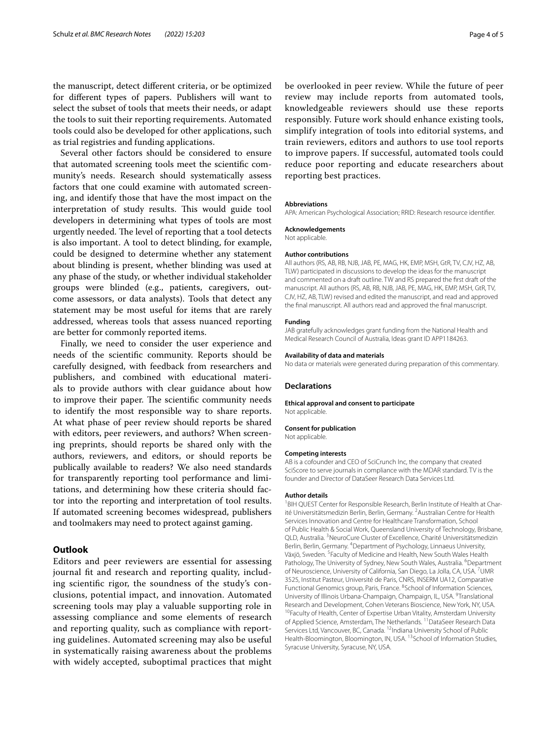the manuscript, detect different criteria, or be optimized for different types of papers. Publishers will want to select the subset of tools that meets their needs, or adapt the tools to suit their reporting requirements. Automated tools could also be developed for other applications, such as trial registries and funding applications.

Several other factors should be considered to ensure that automated screening tools meet the scientific community's needs. Research should systematically assess factors that one could examine with automated screening, and identify those that have the most impact on the interpretation of study results. This would guide tool developers in determining what types of tools are most urgently needed. The level of reporting that a tool detects is also important. A tool to detect blinding, for example, could be designed to determine whether any statement about blinding is present, whether blinding was used at any phase of the study, or whether individual stakeholder groups were blinded (e.g., patients, caregivers, outcome assessors, or data analysts). Tools that detect any statement may be most useful for items that are rarely addressed, whereas tools that assess nuanced reporting are better for commonly reported items.

Finally, we need to consider the user experience and needs of the scientific community. Reports should be carefully designed, with feedback from researchers and publishers, and combined with educational materials to provide authors with clear guidance about how to improve their paper. The scientific community needs to identify the most responsible way to share reports. At what phase of peer review should reports be shared with editors, peer reviewers, and authors? When screening preprints, should reports be shared only with the authors, reviewers, and editors, or should reports be publically available to readers? We also need standards for transparently reporting tool performance and limitations, and determining how these criteria should factor into the reporting and interpretation of tool results. If automated screening becomes widespread, publishers and toolmakers may need to protect against gaming.

## Outlook

Editors and peer reviewers are essential for assessing journal fit and research and reporting quality, including scientific rigor, the soundness of the study's conclusions, potential impact, and innovation. Automated screening tools may play a valuable supporting role in assessing compliance and some elements of research and reporting quality, such as compliance with reporting guidelines. Automated screening may also be useful in systematically raising awareness about the problems with widely accepted, suboptimal practices that might be overlooked in peer review. While the future of peer review may include reports from automated tools, knowledgeable reviewers should use these reports responsibly. Future work should enhance existing tools, simplify integration of tools into editorial systems, and train reviewers, editors and authors to use tool reports to improve papers. If successful, automated tools could reduce poor reporting and educate researchers about reporting best practices.

**Abbreviations**

APA: American Psychological Association; RRID: Research resource identifier.

**Acknowledgements**

Not applicable.

**Author contributions**

All authors (RS, AB, RB, NJB, JAB, PE, MAG, HK, EMP, MSH, GtR, TV, CJV, HZ, AB, TLW) participated in discussions to develop the ideas for the manuscript and commented on a draft outline. TW and RS prepared the first draft of the manuscript. All authors (RS, AB, RB, NJB, JAB, PE, MAG, HK, EMP, MSH, GtR, TV, CJV, HZ, AB, TLW) revised and edited the manuscript, and read and approved the final manuscript. All authors read and approved the final manuscript.

**Funding**

JAB gratefully acknowledges grant funding from the National Health and Medical Research Council of Australia, Ideas grant ID APP1184263.

**Availability of data and materials**

No data or materials were generated during preparation of this commentary.

## Declarations

**Ethical approval and consent to participate**

Not applicable.

**Consent for publication**

Not applicable.

**Competing interests**

AB is a cofounder and CEO of SciCrunch Inc, the company that created SciScore to serve journals in compliance with the MDAR standard. TV is the founder and Director of DataSeer Research Data Services Ltd.

**Author details**

[1] BIH QUEST Center for Responsible Research, Berlin Institute of Health at Charité Universitätsmedizin Berlin, Berlin, Germany. [2] Australian Centre for Health Services Innovation and Centre for Healthcare Transformation, School of Public Health & Social Work, Queensland University of Technology, Brisbane, QLD, Australia. [3] NeuroCure Cluster of Excellence, Charité Universitätsmedizin Berlin, Berlin, Germany. [4] Department of Psychology, Linnaeus University, Växjö, Sweden. [5] Faculty of Medicine and Health, New South Wales Health Pathology, The University of Sydney, New South Wales, Australia. [6] Department of Neuroscience, University of California, San Diego, La Jolla, CA, USA. [7] UMR 3525, Institut Pasteur, Université de Paris, CNRS, INSERM UA12, Comparative Functional Genomics group, Paris, France. [8] School of Information Sciences, University of Illinois Urbana-Champaign, Champaign, IL, USA. [9] Translational Research and Development, Cohen Veterans Bioscience, New York, NY, USA. [10] Faculty of Health, Center of Expertise Urban Vitality, Amsterdam University of Applied Science, Amsterdam, The Netherlands. [11] DataSeer Research Data Services Ltd, Vancouver, BC, Canada. [12] Indiana University School of Public Health-Bloomington, Bloomington, IN, USA. [13] School of Information Studies, Syracuse University, Syracuse, NY, USA.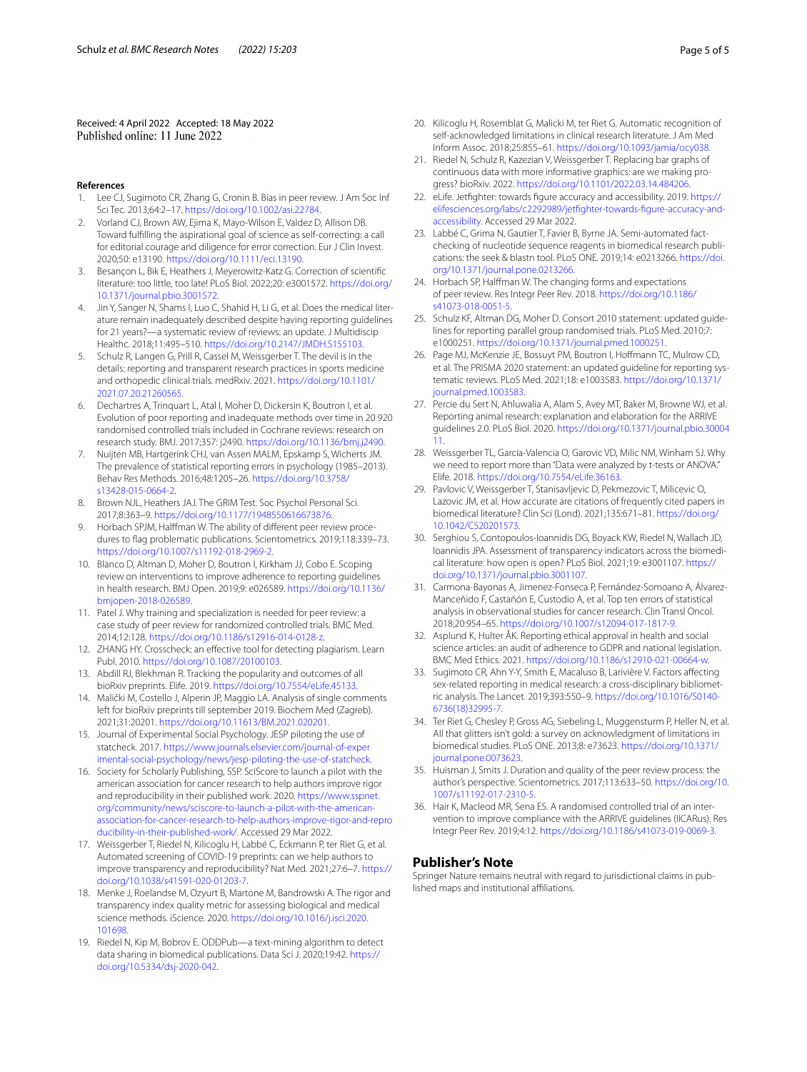Received: 4 April 2022 Accepted: 18 May 2022
Published online: 11 June 2022

## References

1. Lee CJ, Sugimoto CR, Zhang G, Cronin B. Bias in peer review. J Am Soc Inf Sci Tec. 2013;64:2–17. https://doi.org/10.1002/asi.22784.
2. Vorland CJ, Brown AW, Ejima K, Mayo-Wilson E, Valdez D, Allison DB. Toward fulfilling the aspirational goal of science as self-correcting: a call for editorial courage and diligence for error correction. Eur J Clin Invest. 2020;50: e13190. https://doi.org/10.1111/eci.13190.
3. Besançon L, Bik E, Heathers J, Meyerowitz-Katz G. Correction of scientific literature: too little, too late! PLoS Biol. 2022;20: e3001572. https://doi.org/10.1371/journal.pbio.3001572.
4. Jin Y, Sanger N, Shams I, Luo C, Shahid H, Li G, et al. Does the medical literature remain inadequately described despite having reporting guidelines for 21 years?—a systematic review of reviews: an update. J Multidiscip Healthc. 2018;11:495–510. https://doi.org/10.2147/JMDH.S155103.
5. Schulz R, Langen G, Prill R, Cassel M, Weissgerber T. The devil is in the details: reporting and transparent research practices in sports medicine and orthopedic clinical trials. medRxiv. 2021. https://doi.org/10.1101/2021.07.20.21260565.
6. Dechartres A, Trinquart L, Atal I, Moher D, Dickersin K, Boutron I, et al. Evolution of poor reporting and inadequate methods over time in 20 920 randomised controlled trials included in Cochrane reviews: research on research study. BMJ. 2017;357: j2490. https://doi.org/10.1136/bmj.j2490.
7. Nuijten MB, Hartgerink CHJ, van Assen MALM, Epskamp S, Wicherts JM. The prevalence of statistical reporting errors in psychology (1985–2013). Behav Res Methods. 2016;48:1205–26. https://doi.org/10.3758/s13428-015-0664-2.
8. Brown NJL, Heathers JAJ. The GRIM Test. Soc Psychol Personal Sci. 2017;8:363–9. https://doi.org/10.1177/1948550616673876.
9. Horbach SPJM, Halffman W. The ability of different peer review procedures to flag problematic publications. Scientometrics. 2019;118:339–73. https://doi.org/10.1007/s11192-018-2969-2.
10. Blanco D, Altman D, Moher D, Boutron I, Kirkham JJ, Cobo E. Scoping review on interventions to improve adherence to reporting guidelines in health research. BMJ Open. 2019;9: e026589. https://doi.org/10.1136/bmjopen-2018-026589.
11. Patel J. Why training and specialization is needed for peer review: a case study of peer review for randomized controlled trials. BMC Med. 2014;12:128. https://doi.org/10.1186/s12916-014-0128-z.
12. ZHANG HY. Crosscheck: an effective tool for detecting plagiarism. Learn Publ. 2010. https://doi.org/10.1087/20100103.
13. Abdill RJ, Blekhman R. Tracking the popularity and outcomes of all bioRxiv preprints. Elife. 2019. https://doi.org/10.7554/eLife.45133.
14. Malički M, Costello J, Alperin JP, Maggio LA. Analysis of single comments left for bioRxiv preprints till september 2019. Biochem Med (Zagreb). 2021;31:20201. https://doi.org/10.11613/BM.2021.020201.
15. Journal of Experimental Social Psychology. JESP piloting the use of statcheck. 2017. https://www.journals.elsevier.com/journal-of-experimental-social-psychology/news/jesp-piloting-the-use-of-statcheck.
16. Society for Scholarly Publishing, SSP. SciScore to launch a pilot with the american association for cancer research to help authors improve rigor and reproducibility in their published work. 2020. https://www.sspnet.org/community/news/sciscore-to-launch-a-pilot-with-the-american-association-for-cancer-research-to-help-authors-improve-rigor-and-reproducibility-in-their-published-work/. Accessed 29 Mar 2022.
17. Weissgerber T, Riedel N, Kilicoglu H, Labbé C, Eckmann P, ter Riet G, et al. Automated screening of COVID-19 preprints: can we help authors to improve transparency and reproducibility? Nat Med. 2021;27:6–7. https://doi.org/10.1038/s41591-020-01203-7.
18. Menke J, Roelandse M, Ozyurt B, Martone M, Bandrowski A. The rigor and transparency index quality metric for assessing biological and medical science methods. iScience. 2020. https://doi.org/10.1016/j.isci.2020.101698.
19. Riedel N, Kip M, Bobrov E. ODDPub—a text-mining algorithm to detect data sharing in biomedical publications. Data Sci J. 2020;19:42. https://doi.org/10.5334/dsj-2020-042.
20. Kilicoglu H, Rosemblat G, Malicki M, ter Riet G. Automatic recognition of self-acknowledged limitations in clinical research literature. J Am Med Inform Assoc. 2018;25:855–61. https://doi.org/10.1093/jamia/ocy038.
21. Riedel N, Schulz R, Kazezian V, Weissgerber T. Replacing bar graphs of continuous data with more informative graphics: are we making progress? bioRxiv. 2022. https://doi.org/10.1101/2022.03.14.484206.
22. eLife. Jetfighter: towards figure accuracy and accessibility. 2019. https://elifesciences.org/labs/c2292989/jetfighter-towards-figure-accuracy-and-accessibility. Accessed 29 Mar 2022.
23. Labbé C, Grima N, Gautier T, Favier B, Byrne JA. Semi-automated fact-checking of nucleotide sequence reagents in biomedical research publications: the seek & blastn tool. PLoS ONE. 2019;14: e0213266. https://doi.org/10.1371/journal.pone.0213266.
24. Horbach SP, Halffman W. The changing forms and expectations of peer review. Res Integr Peer Rev. 2018. https://doi.org/10.1186/s41073-018-0051-5.
25. Schulz KF, Altman DG, Moher D. Consort 2010 statement: updated guidelines for reporting parallel group randomised trials. PLoS Med. 2010;7: e1000251. https://doi.org/10.1371/journal.pmed.1000251.
26. Page MJ, McKenzie JE, Bossuyt PM, Boutron I, Hoffmann TC, Mulrow CD, et al. The PRISMA 2020 statement: an updated guideline for reporting systematic reviews. PLoS Med. 2021;18: e1003583. https://doi.org/10.1371/journal.pmed.1003583.
27. Percie du Sert N, Ahluwalia A, Alam S, Avey MT, Baker M, Browne WJ, et al. Reporting animal research: explanation and elaboration for the ARRIVE guidelines 2.0. PLoS Biol. 2020. https://doi.org/10.1371/journal.pbio.3000411.
28. Weissgerber TL, Garcia-Valencia O, Garovic VD, Milic NM, Winham SJ. Why we need to report more than "Data were analyzed by t-tests or ANOVA." Elife. 2018. https://doi.org/10.7554/eLife.36163.
29. Pavlovic V, Weissgerber T, Stanisavljevic D, Pekmezovic T, Milicevic O, Lazovic JM, et al. How accurate are citations of frequently cited papers in biomedical literature? Clin Sci (Lond). 2021;135:671–81. https://doi.org/10.1042/CS20201573.
30. Serghiou S, Contopoulos-Ioannidis DG, Boyack KW, Riedel N, Wallach JD, Ioannidis JPA. Assessment of transparency indicators across the biomedical literature: how open is open? PLoS Biol. 2021;19: e3001107. https://doi.org/10.1371/journal.pbio.3001107.
31. Carmona-Bayonas A, Jimenez-Fonseca P, Fernández-Somoano A, Álvarez-Manceñido F, Castañón E, Custodio A, et al. Top ten errors of statistical analysis in observational studies for cancer research. Clin Transl Oncol. 2018;20:954–65. https://doi.org/10.1007/s12094-017-1817-9.
32. Asplund K, Hulter ÅK. Reporting ethical approval in health and social science articles: an audit of adherence to GDPR and national legislation. BMC Med Ethics. 2021. https://doi.org/10.1186/s12910-021-00664-w.
33. Sugimoto CR, Ahn Y-Y, Smith E, Macaluso B, Larivière V. Factors affecting sex-related reporting in medical research: a cross-disciplinary bibliometric analysis. The Lancet. 2019;393:550–9. https://doi.org/10.1016/S0140-6736(18)32995-7.
34. Ter Riet G, Chesley P, Gross AG, Siebeling L, Muggensturm P, Heller N, et al. All that glitters isn't gold: a survey on acknowledgment of limitations in biomedical studies. PLoS ONE. 2013;8: e73623. https://doi.org/10.1371/journal.pone.0073623.
35. Huisman J, Smits J. Duration and quality of the peer review process: the author's perspective. Scientometrics. 2017;113:633–50. https://doi.org/10.1007/s11192-017-2310-5.
36. Hair K, Macleod MR, Sena ES. A randomised controlled trial of an intervention to improve compliance with the ARRIVE guidelines (IICARus). Res Integr Peer Rev. 2019;4:12. https://doi.org/10.1186/s41073-019-0069-3.

## Publisher's Note

Springer Nature remains neutral with regard to jurisdictional claims in published maps and institutional affiliations.